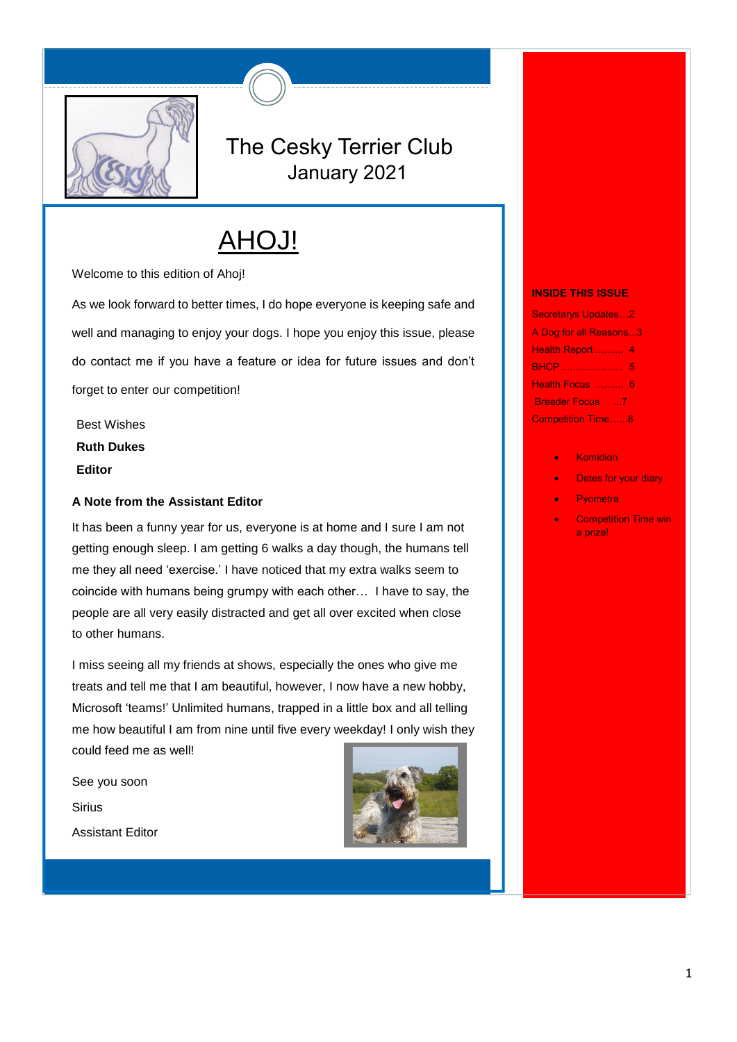# The Cesky Terrier Club

January 2021

## AHOJ!

Welcome to this edition of Ahoj!

As we look forward to better times, I do hope everyone is keeping safe and well and managing to enjoy your dogs. I hope you enjoy this issue, please do contact me if you have a feature or idea for future issues and don't forget to enter our competition!

Best Wishes

**Ruth Dukes**

**Editor**

### A Note from the Assistant Editor

It has been a funny year for us, everyone is at home and I sure I am not getting enough sleep. I am getting 6 walks a day though, the humans tell me they all need 'exercise.' I have noticed that my extra walks seem to coincide with humans being grumpy with each other… I have to say, the people are all very easily distracted and get all over excited when close to other humans.

I miss seeing all my friends at shows, especially the ones who give me treats and tell me that I am beautiful, however, I now have a new hobby, Microsoft 'teams!' Unlimited humans, trapped in a little box and all telling me how beautiful I am from nine until five every weekday! I only wish they could feed me as well!

See you soon

Sirius

Assistant Editor

**INSIDE THIS ISSUE**

Secretarys Updates…2

A Dog for all Reasons...3

Health Report .......... 4

BHCP ...................... 5

Health Focus .......... 6

Breeder Focus ...7

Competition Time…..8

- Komidion
- Dates for your diary
- Pyometra
- Competition Time win a prize!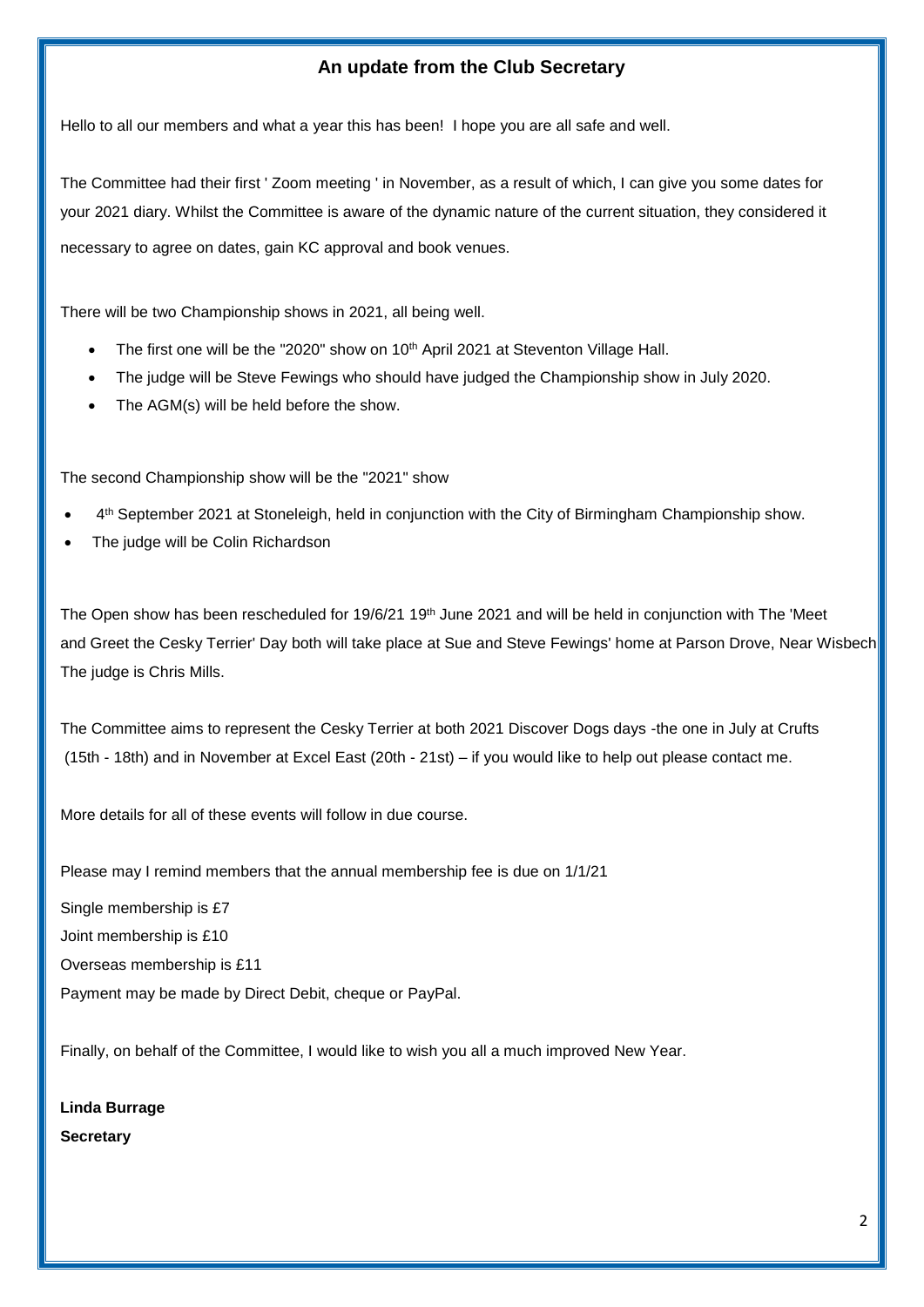## An update from the Club Secretary

Hello to all our members and what a year this has been! I hope you are all safe and well.

The Committee had their first ' Zoom meeting ' in November, as a result of which, I can give you some dates for your 2021 diary. Whilst the Committee is aware of the dynamic nature of the current situation, they considered it necessary to agree on dates, gain KC approval and book venues.

There will be two Championship shows in 2021, all being well.

- The first one will be the "2020" show on 10th April 2021 at Steventon Village Hall.
- The judge will be Steve Fewings who should have judged the Championship show in July 2020.
- The AGM(s) will be held before the show.

The second Championship show will be the "2021" show

- 4th September 2021 at Stoneleigh, held in conjunction with the City of Birmingham Championship show.
- The judge will be Colin Richardson

The Open show has been rescheduled for 19/6/21 19th June 2021 and will be held in conjunction with The 'Meet and Greet the Cesky Terrier' Day both will take place at Sue and Steve Fewings' home at Parson Drove, Near Wisbech The judge is Chris Mills.

The Committee aims to represent the Cesky Terrier at both 2021 Discover Dogs days -the one in July at Crufts (15th - 18th) and in November at Excel East (20th - 21st) – if you would like to help out please contact me.

More details for all of these events will follow in due course.

Please may I remind members that the annual membership fee is due on 1/1/21

Single membership is £7

Joint membership is £10

Overseas membership is £11

Payment may be made by Direct Debit, cheque or PayPal.

Finally, on behalf of the Committee, I would like to wish you all a much improved New Year.

**Linda Burrage**

**Secretary**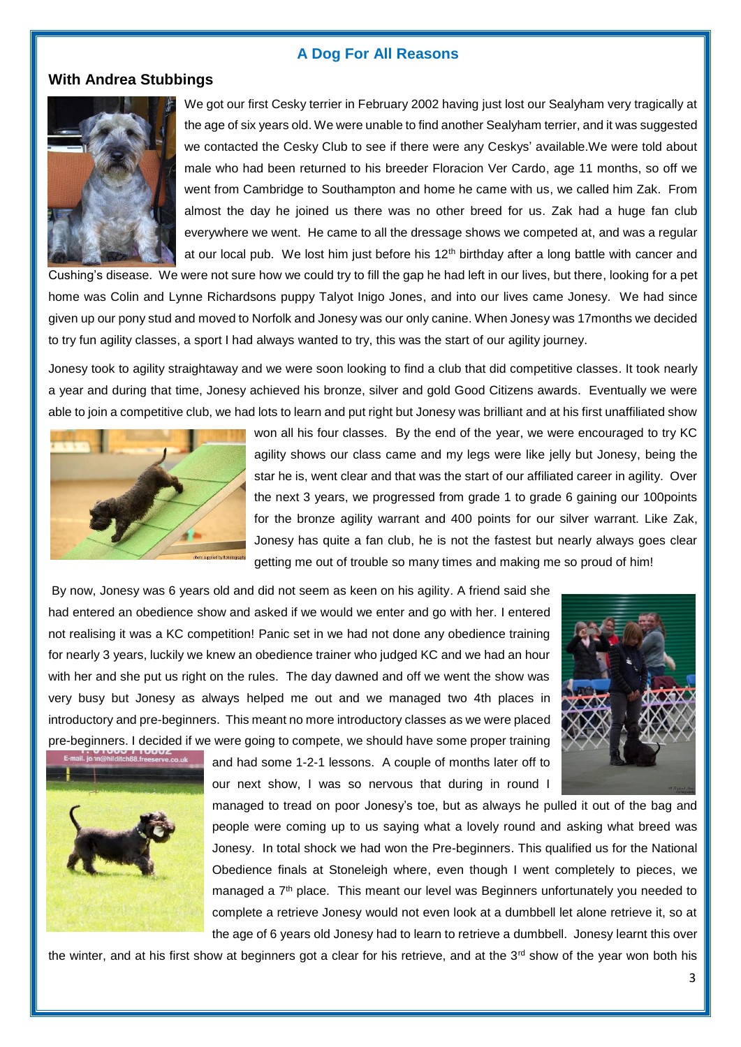## A Dog For All Reasons

### With Andrea Stubbings

We got our first Cesky terrier in February 2002 having just lost our Sealyham very tragically at the age of six years old. We were unable to find another Sealyham terrier, and it was suggested we contacted the Cesky Club to see if there were any Ceskys' available.We were told about male who had been returned to his breeder Floracion Ver Cardo, age 11 months, so off we went from Cambridge to Southampton and home he came with us, we called him Zak. From almost the day he joined us there was no other breed for us. Zak had a huge fan club everywhere we went. He came to all the dressage shows we competed at, and was a regular at our local pub. We lost him just before his 12th birthday after a long battle with cancer and Cushing's disease. We were not sure how we could try to fill the gap he had left in our lives, but there, looking for a pet home was Colin and Lynne Richardsons puppy Talyot Inigo Jones, and into our lives came Jonesy. We had since given up our pony stud and moved to Norfolk and Jonesy was our only canine. When Jonesy was 17months we decided to try fun agility classes, a sport I had always wanted to try, this was the start of our agility journey.

Jonesy took to agility straightaway and we were soon looking to find a club that did competitive classes. It took nearly a year and during that time, Jonesy achieved his bronze, silver and gold Good Citizens awards. Eventually we were able to join a competitive club, we had lots to learn and put right but Jonesy was brilliant and at his first unaffiliated show won all his four classes. By the end of the year, we were encouraged to try KC agility shows our class came and my legs were like jelly but Jonesy, being the star he is, went clear and that was the start of our affiliated career in agility. Over the next 3 years, we progressed from grade 1 to grade 6 gaining our 100points for the bronze agility warrant and 400 points for our silver warrant. Like Zak, Jonesy has quite a fan club, he is not the fastest but nearly always goes clear getting me out of trouble so many times and making me so proud of him!

By now, Jonesy was 6 years old and did not seem as keen on his agility. A friend said she had entered an obedience show and asked if we would we enter and go with her. I entered not realising it was a KC competition! Panic set in we had not done any obedience training for nearly 3 years, luckily we knew an obedience trainer who judged KC and we had an hour with her and she put us right on the rules. The day dawned and off we went the show was very busy but Jonesy as always helped me out and we managed two 4th places in introductory and pre-beginners. This meant no more introductory classes as we were placed pre-beginners. I decided if we were going to compete, we should have some proper training and had some 1-2-1 lessons. A couple of months later off to our next show, I was so nervous that during in round I managed to tread on poor Jonesy's toe, but as always he pulled it out of the bag and people were coming up to us saying what a lovely round and asking what breed was Jonesy. In total shock we had won the Pre-beginners. This qualified us for the National Obedience finals at Stoneleigh where, even though I went completely to pieces, we managed a 7th place. This meant our level was Beginners unfortunately you needed to complete a retrieve Jonesy would not even look at a dumbbell let alone retrieve it, so at the age of 6 years old Jonesy had to learn to retrieve a dumbbell. Jonesy learnt this over the winter, and at his first show at beginners got a clear for his retrieve, and at the 3rd show of the year won both his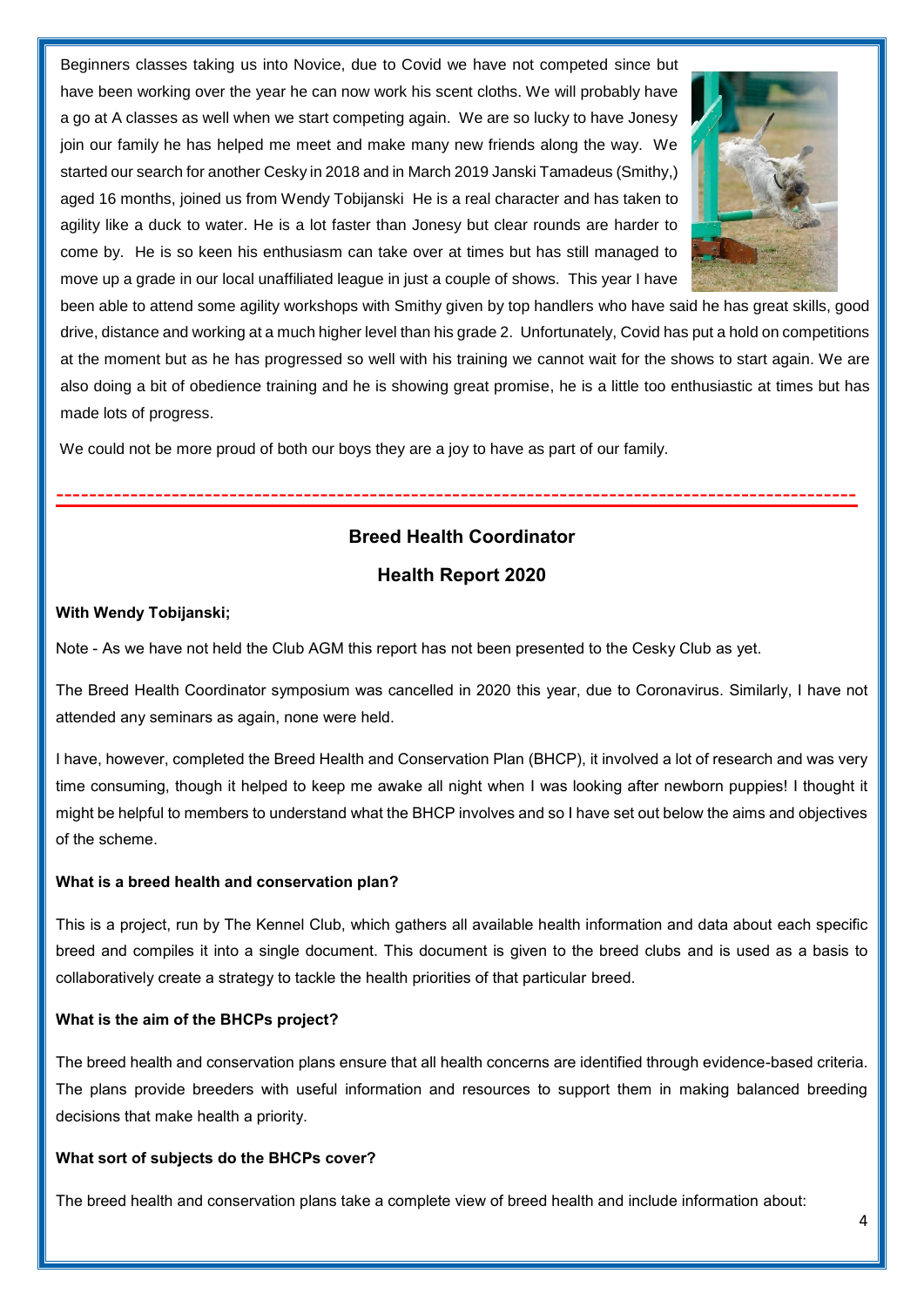Beginners classes taking us into Novice, due to Covid we have not competed since but have been working over the year he can now work his scent cloths. We will probably have a go at A classes as well when we start competing again. We are so lucky to have Jonesy join our family he has helped me meet and make many new friends along the way. We started our search for another Cesky in 2018 and in March 2019 Janski Tamadeus (Smithy,) aged 16 months, joined us from Wendy Tobijanski He is a real character and has taken to agility like a duck to water. He is a lot faster than Jonesy but clear rounds are harder to come by. He is so keen his enthusiasm can take over at times but has still managed to move up a grade in our local unaffiliated league in just a couple of shows. This year I have been able to attend some agility workshops with Smithy given by top handlers who have said he has great skills, good drive, distance and working at a much higher level than his grade 2. Unfortunately, Covid has put a hold on competitions at the moment but as he has progressed so well with his training we cannot wait for the shows to start again. We are also doing a bit of obedience training and he is showing great promise, he is a little too enthusiastic at times but has made lots of progress.

We could not be more proud of both our boys they are a joy to have as part of our family.

---

## Breed Health Coordinator

## Health Report 2020

**With Wendy Tobijanski;**

Note - As we have not held the Club AGM this report has not been presented to the Cesky Club as yet.

The Breed Health Coordinator symposium was cancelled in 2020 this year, due to Coronavirus. Similarly, I have not attended any seminars as again, none were held.

I have, however, completed the Breed Health and Conservation Plan (BHCP), it involved a lot of research and was very time consuming, though it helped to keep me awake all night when I was looking after newborn puppies! I thought it might be helpful to members to understand what the BHCP involves and so I have set out below the aims and objectives of the scheme.

**What is a breed health and conservation plan?**

This is a project, run by The Kennel Club, which gathers all available health information and data about each specific breed and compiles it into a single document. This document is given to the breed clubs and is used as a basis to collaboratively create a strategy to tackle the health priorities of that particular breed.

**What is the aim of the BHCPs project?**

The breed health and conservation plans ensure that all health concerns are identified through evidence-based criteria. The plans provide breeders with useful information and resources to support them in making balanced breeding decisions that make health a priority.

**What sort of subjects do the BHCPs cover?**

The breed health and conservation plans take a complete view of breed health and include information about: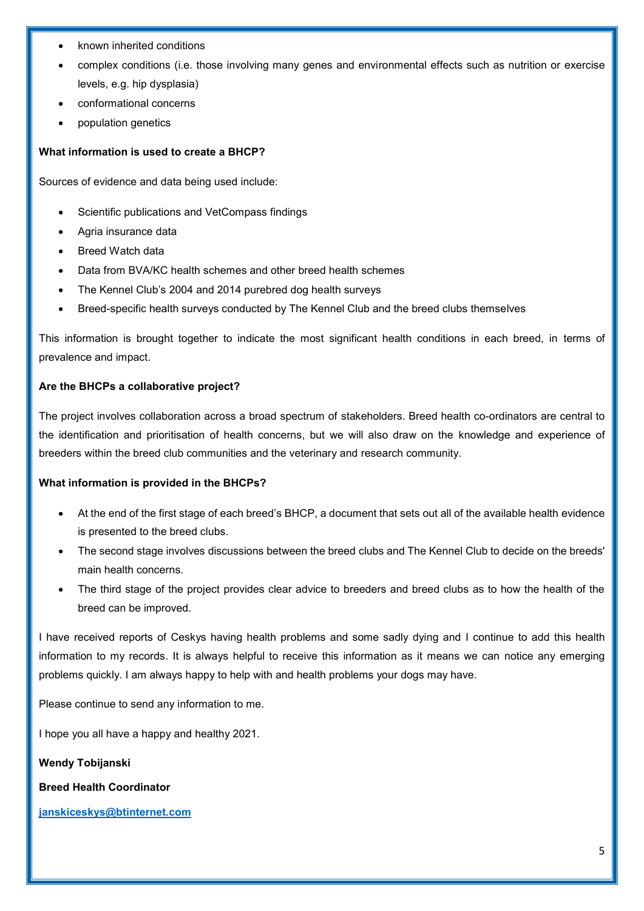- known inherited conditions
- complex conditions (i.e. those involving many genes and environmental effects such as nutrition or exercise levels, e.g. hip dysplasia)
- conformational concerns
- population genetics

**What information is used to create a BHCP?**

Sources of evidence and data being used include:

- Scientific publications and VetCompass findings
- Agria insurance data
- Breed Watch data
- Data from BVA/KC health schemes and other breed health schemes
- The Kennel Club's 2004 and 2014 purebred dog health surveys
- Breed-specific health surveys conducted by The Kennel Club and the breed clubs themselves

This information is brought together to indicate the most significant health conditions in each breed, in terms of prevalence and impact.

**Are the BHCPs a collaborative project?**

The project involves collaboration across a broad spectrum of stakeholders. Breed health co-ordinators are central to the identification and prioritisation of health concerns, but we will also draw on the knowledge and experience of breeders within the breed club communities and the veterinary and research community.

**What information is provided in the BHCPs?**

- At the end of the first stage of each breed's BHCP, a document that sets out all of the available health evidence is presented to the breed clubs.
- The second stage involves discussions between the breed clubs and The Kennel Club to decide on the breeds' main health concerns.
- The third stage of the project provides clear advice to breeders and breed clubs as to how the health of the breed can be improved.

I have received reports of Ceskys having health problems and some sadly dying and I continue to add this health information to my records. It is always helpful to receive this information as it means we can notice any emerging problems quickly. I am always happy to help with and health problems your dogs may have.

Please continue to send any information to me.

I hope you all have a happy and healthy 2021.

**Wendy Tobijanski**

**Breed Health Coordinator**

**janskiceskys@btinternet.com**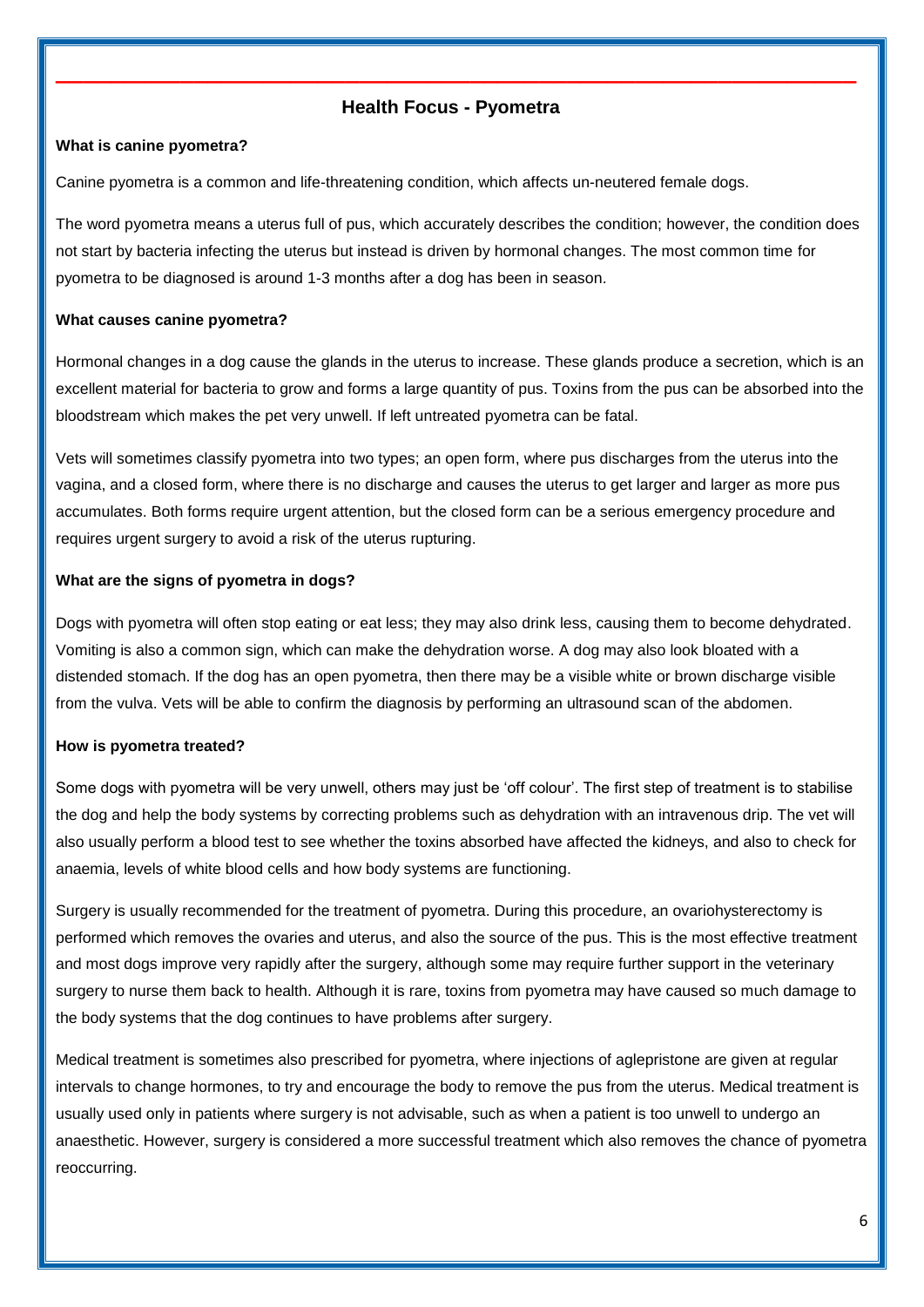## Health Focus - Pyometra

**What is canine pyometra?**

Canine pyometra is a common and life-threatening condition, which affects un-neutered female dogs.

The word pyometra means a uterus full of pus, which accurately describes the condition; however, the condition does not start by bacteria infecting the uterus but instead is driven by hormonal changes. The most common time for pyometra to be diagnosed is around 1-3 months after a dog has been in season.

**What causes canine pyometra?**

Hormonal changes in a dog cause the glands in the uterus to increase. These glands produce a secretion, which is an excellent material for bacteria to grow and forms a large quantity of pus. Toxins from the pus can be absorbed into the bloodstream which makes the pet very unwell. If left untreated pyometra can be fatal.

Vets will sometimes classify pyometra into two types; an open form, where pus discharges from the uterus into the vagina, and a closed form, where there is no discharge and causes the uterus to get larger and larger as more pus accumulates. Both forms require urgent attention, but the closed form can be a serious emergency procedure and requires urgent surgery to avoid a risk of the uterus rupturing.

**What are the signs of pyometra in dogs?**

Dogs with pyometra will often stop eating or eat less; they may also drink less, causing them to become dehydrated. Vomiting is also a common sign, which can make the dehydration worse. A dog may also look bloated with a distended stomach. If the dog has an open pyometra, then there may be a visible white or brown discharge visible from the vulva. Vets will be able to confirm the diagnosis by performing an ultrasound scan of the abdomen.

**How is pyometra treated?**

Some dogs with pyometra will be very unwell, others may just be 'off colour'. The first step of treatment is to stabilise the dog and help the body systems by correcting problems such as dehydration with an intravenous drip. The vet will also usually perform a blood test to see whether the toxins absorbed have affected the kidneys, and also to check for anaemia, levels of white blood cells and how body systems are functioning.

Surgery is usually recommended for the treatment of pyometra. During this procedure, an ovariohysterectomy is performed which removes the ovaries and uterus, and also the source of the pus. This is the most effective treatment and most dogs improve very rapidly after the surgery, although some may require further support in the veterinary surgery to nurse them back to health. Although it is rare, toxins from pyometra may have caused so much damage to the body systems that the dog continues to have problems after surgery.

Medical treatment is sometimes also prescribed for pyometra, where injections of aglepristone are given at regular intervals to change hormones, to try and encourage the body to remove the pus from the uterus. Medical treatment is usually used only in patients where surgery is not advisable, such as when a patient is too unwell to undergo an anaesthetic. However, surgery is considered a more successful treatment which also removes the chance of pyometra reoccurring.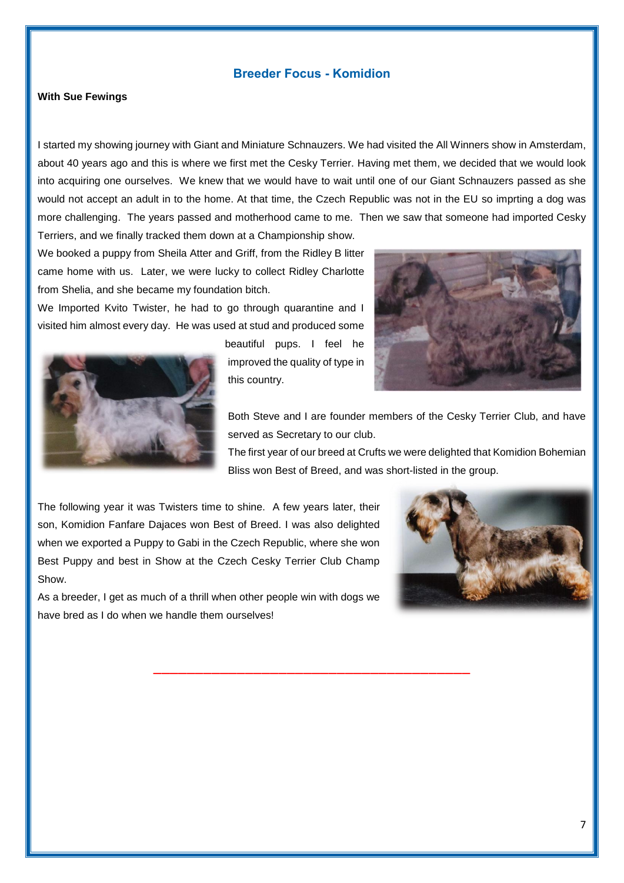## Breeder Focus - Komidion

**With Sue Fewings**

I started my showing journey with Giant and Miniature Schnauzers. We had visited the All Winners show in Amsterdam, about 40 years ago and this is where we first met the Cesky Terrier. Having met them, we decided that we would look into acquiring one ourselves. We knew that we would have to wait until one of our Giant Schnauzers passed as she would not accept an adult in to the home. At that time, the Czech Republic was not in the EU so imprting a dog was more challenging. The years passed and motherhood came to me. Then we saw that someone had imported Cesky Terriers, and we finally tracked them down at a Championship show.

We booked a puppy from Sheila Atter and Griff, from the Ridley B litter came home with us. Later, we were lucky to collect Ridley Charlotte from Shelia, and she became my foundation bitch.

We Imported Kvito Twister, he had to go through quarantine and I visited him almost every day. He was used at stud and produced some beautiful pups. I feel he improved the quality of type in this country.

Both Steve and I are founder members of the Cesky Terrier Club, and have served as Secretary to our club.

The first year of our breed at Crufts we were delighted that Komidion Bohemian Bliss won Best of Breed, and was short-listed in the group.

The following year it was Twisters time to shine. A few years later, their son, Komidion Fanfare Dajaces won Best of Breed. I was also delighted when we exported a Puppy to Gabi in the Czech Republic, where she won Best Puppy and best in Show at the Czech Cesky Terrier Club Champ Show.

As a breeder, I get as much of a thrill when other people win with dogs we have bred as I do when we handle them ourselves!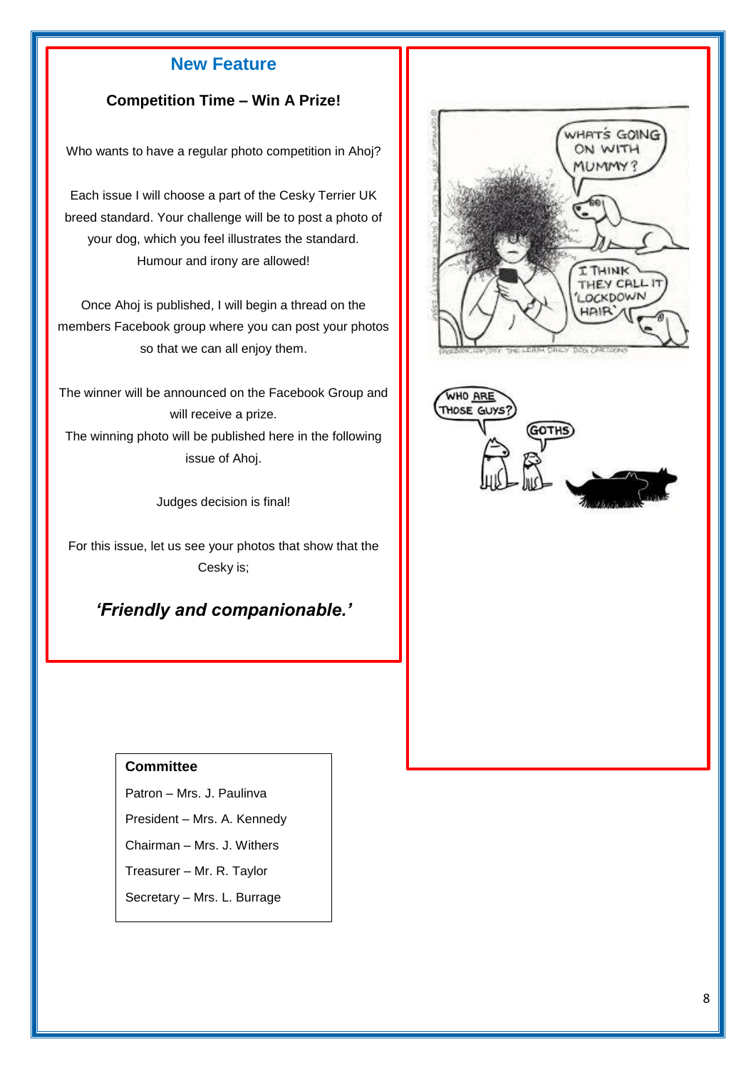## New Feature

### Competition Time – Win A Prize!

Who wants to have a regular photo competition in Ahoj?

Each issue I will choose a part of the Cesky Terrier UK breed standard. Your challenge will be to post a photo of your dog, which you feel illustrates the standard. Humour and irony are allowed!

Once Ahoj is published, I will begin a thread on the members Facebook group where you can post your photos so that we can all enjoy them.

The winner will be announced on the Facebook Group and will receive a prize.
The winning photo will be published here in the following issue of Ahoj.

Judges decision is final!

For this issue, let us see your photos that show that the Cesky is;

***'Friendly and companionable.'***

**Committee**

Patron – Mrs. J. Paulinva

President – Mrs. A. Kennedy

Chairman – Mrs. J. Withers

Treasurer – Mr. R. Taylor

Secretary – Mrs. L. Burrage